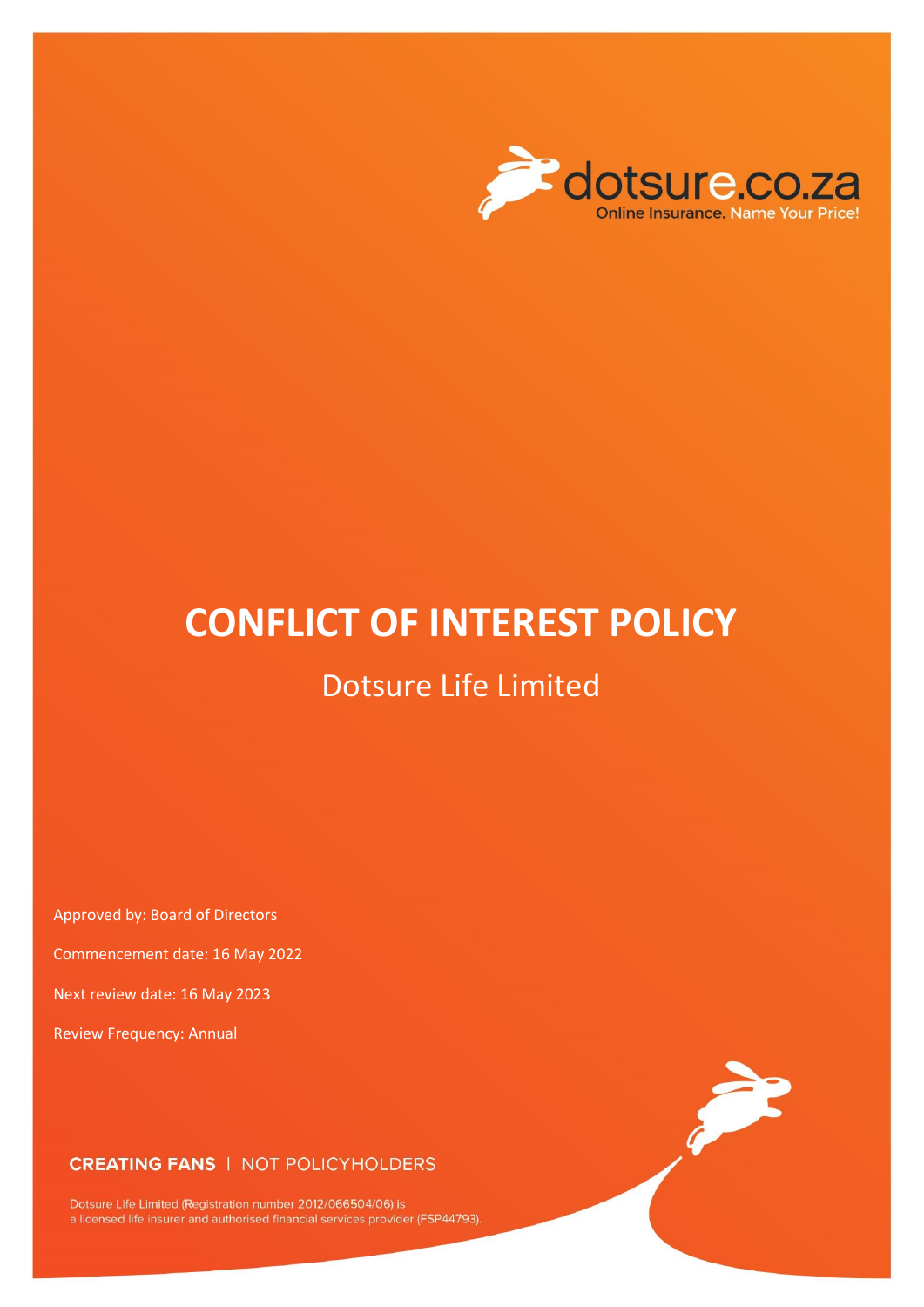dotsure.co.za

Online Insurance. Name Your Price!

# CONFLICT OF INTEREST POLICY

## Dotsure Life Limited

Approved by: Board of Directors

Commencement date: 16 May 2022

Next review date: 16 May 2023

Review Frequency: Annual

**CREATING FANS** | NOT POLICYHOLDERS

Dotsure Life Limited (Registration number 2012/066504/06) is a licensed life insurer and authorised financial services provider (FSP44793).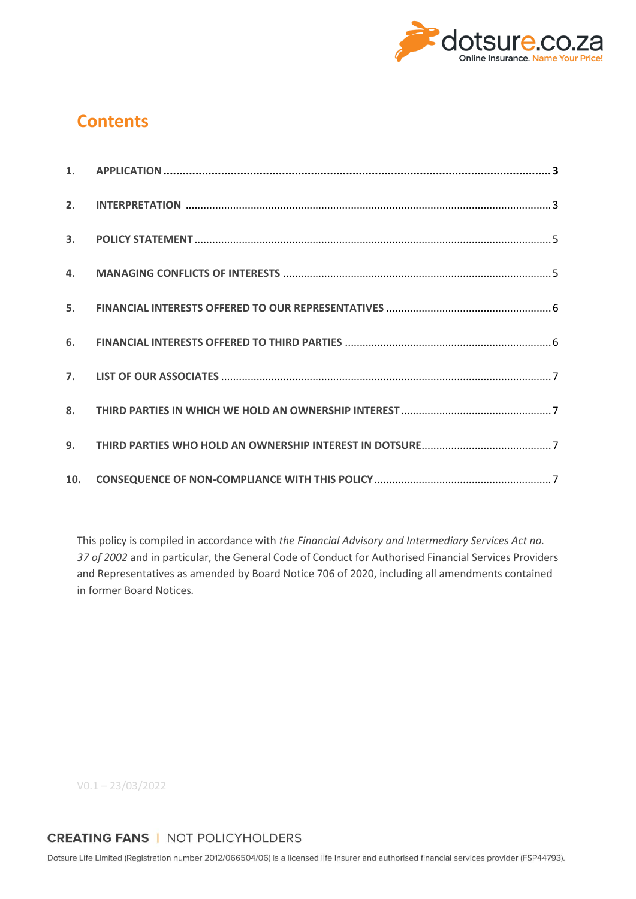## Contents

| | | |
|---|---|---|
| 1. | APPLICATION | 3 |
| 2. | INTERPRETATION | 3 |
| 3. | POLICY STATEMENT | 5 |
| 4. | MANAGING CONFLICTS OF INTERESTS | 5 |
| 5. | FINANCIAL INTERESTS OFFERED TO OUR REPRESENTATIVES | 6 |
| 6. | FINANCIAL INTERESTS OFFERED TO THIRD PARTIES | 6 |
| 7. | LIST OF OUR ASSOCIATES | 7 |
| 8. | THIRD PARTIES IN WHICH WE HOLD AN OWNERSHIP INTEREST | 7 |
| 9. | THIRD PARTIES WHO HOLD AN OWNERSHIP INTEREST IN DOTSURE | 7 |
| 10. | CONSEQUENCE OF NON-COMPLIANCE WITH THIS POLICY | 7 |

This policy is compiled in accordance with *the Financial Advisory and Intermediary Services Act no. 37 of 2002* and in particular, the General Code of Conduct for Authorised Financial Services Providers and Representatives as amended by Board Notice 706 of 2020, including all amendments contained in former Board Notices.

V0.1 – 23/03/2022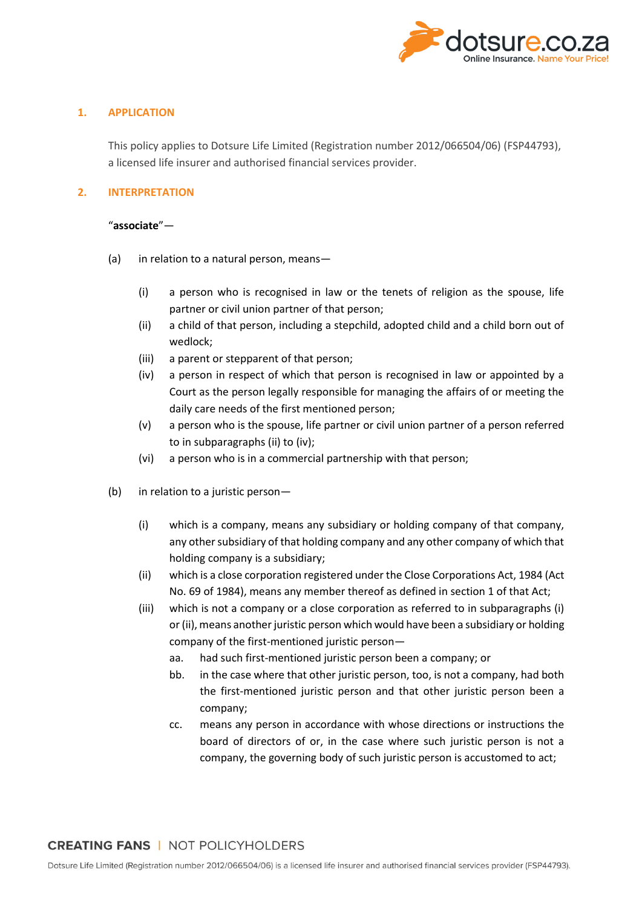## 1. APPLICATION

This policy applies to Dotsure Life Limited (Registration number 2012/066504/06) (FSP44793), a licensed life insurer and authorised financial services provider.

## 2. INTERPRETATION

"**associate**"—

(a) in relation to a natural person, means—

- (i) a person who is recognised in law or the tenets of religion as the spouse, life partner or civil union partner of that person;
- (ii) a child of that person, including a stepchild, adopted child and a child born out of wedlock;
- (iii) a parent or stepparent of that person;
- (iv) a person in respect of which that person is recognised in law or appointed by a Court as the person legally responsible for managing the affairs of or meeting the daily care needs of the first mentioned person;
- (v) a person who is the spouse, life partner or civil union partner of a person referred to in subparagraphs (ii) to (iv);
- (vi) a person who is in a commercial partnership with that person;

(b) in relation to a juristic person—

- (i) which is a company, means any subsidiary or holding company of that company, any other subsidiary of that holding company and any other company of which that holding company is a subsidiary;
- (ii) which is a close corporation registered under the Close Corporations Act, 1984 (Act No. 69 of 1984), means any member thereof as defined in section 1 of that Act;
- (iii) which is not a company or a close corporation as referred to in subparagraphs (i) or (ii), means another juristic person which would have been a subsidiary or holding company of the first-mentioned juristic person—
  - aa. had such first-mentioned juristic person been a company; or
  - bb. in the case where that other juristic person, too, is not a company, had both the first-mentioned juristic person and that other juristic person been a company;
  - cc. means any person in accordance with whose directions or instructions the board of directors of or, in the case where such juristic person is not a company, the governing body of such juristic person is accustomed to act;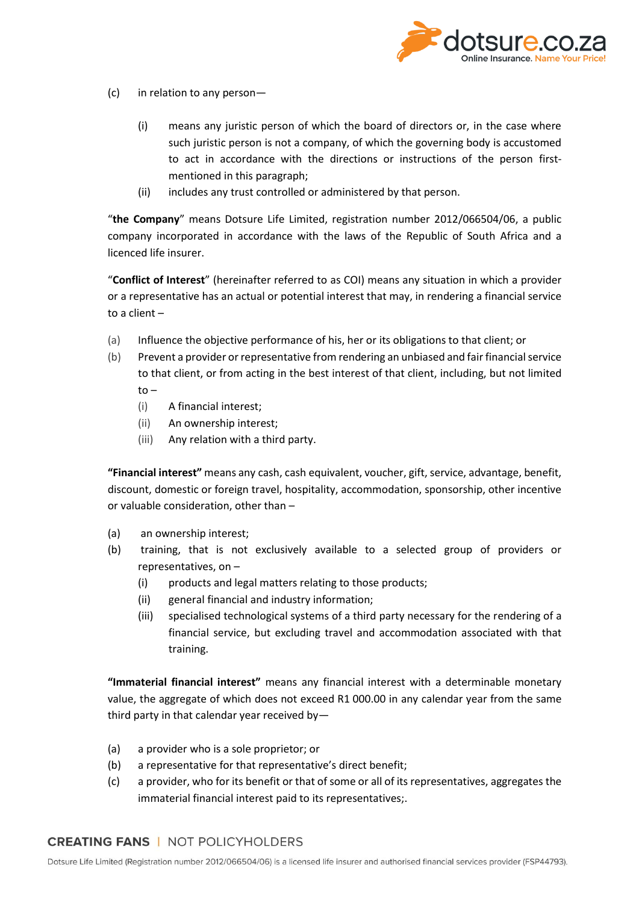(c) in relation to any person—

  (i) means any juristic person of which the board of directors or, in the case where such juristic person is not a company, of which the governing body is accustomed to act in accordance with the directions or instructions of the person first-mentioned in this paragraph;

  (ii) includes any trust controlled or administered by that person.

“**the Company**” means Dotsure Life Limited, registration number 2012/066504/06, a public company incorporated in accordance with the laws of the Republic of South Africa and a licenced life insurer.

“**Conflict of Interest**” (hereinafter referred to as COI) means any situation in which a provider or a representative has an actual or potential interest that may, in rendering a financial service to a client –

(a) Influence the objective performance of his, her or its obligations to that client; or

(b) Prevent a provider or representative from rendering an unbiased and fair financial service to that client, or from acting in the best interest of that client, including, but not limited to –

  (i) A financial interest;

  (ii) An ownership interest;

  (iii) Any relation with a third party.

**“Financial interest”** means any cash, cash equivalent, voucher, gift, service, advantage, benefit, discount, domestic or foreign travel, hospitality, accommodation, sponsorship, other incentive or valuable consideration, other than –

(a) an ownership interest;

(b) training, that is not exclusively available to a selected group of providers or representatives, on –

  (i) products and legal matters relating to those products;

  (ii) general financial and industry information;

  (iii) specialised technological systems of a third party necessary for the rendering of a financial service, but excluding travel and accommodation associated with that training.

**“Immaterial financial interest”** means any financial interest with a determinable monetary value, the aggregate of which does not exceed R1 000.00 in any calendar year from the same third party in that calendar year received by—

(a) a provider who is a sole proprietor; or

(b) a representative for that representative’s direct benefit;

(c) a provider, who for its benefit or that of some or all of its representatives, aggregates the immaterial financial interest paid to its representatives;.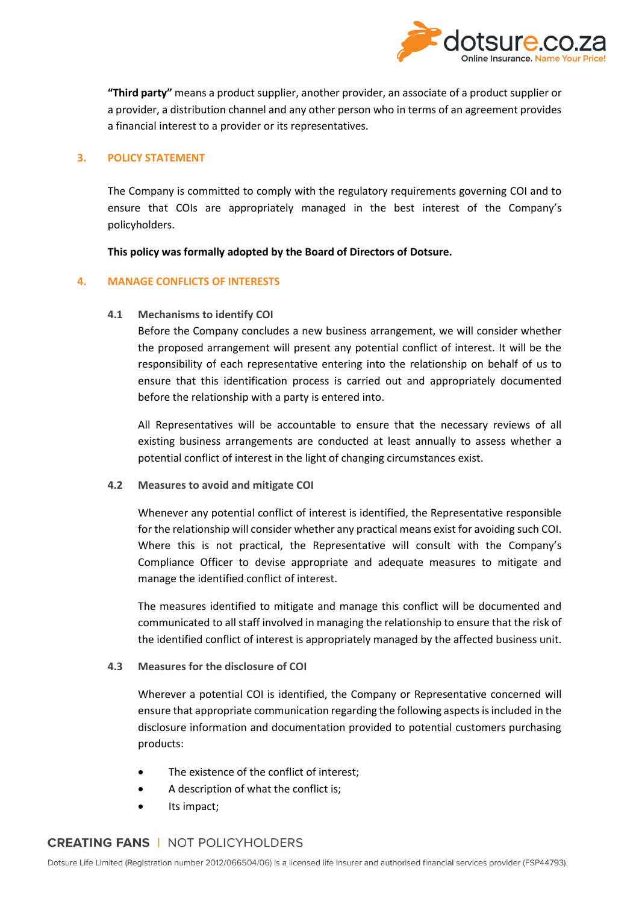**"Third party"** means a product supplier, another provider, an associate of a product supplier or a provider, a distribution channel and any other person who in terms of an agreement provides a financial interest to a provider or its representatives.

## 3. POLICY STATEMENT

The Company is committed to comply with the regulatory requirements governing COI and to ensure that COIs are appropriately managed in the best interest of the Company's policyholders.

**This policy was formally adopted by the Board of Directors of Dotsure.**

## 4. MANAGE CONFLICTS OF INTERESTS

### 4.1 Mechanisms to identify COI

Before the Company concludes a new business arrangement, we will consider whether the proposed arrangement will present any potential conflict of interest. It will be the responsibility of each representative entering into the relationship on behalf of us to ensure that this identification process is carried out and appropriately documented before the relationship with a party is entered into.

All Representatives will be accountable to ensure that the necessary reviews of all existing business arrangements are conducted at least annually to assess whether a potential conflict of interest in the light of changing circumstances exist.

### 4.2 Measures to avoid and mitigate COI

Whenever any potential conflict of interest is identified, the Representative responsible for the relationship will consider whether any practical means exist for avoiding such COI. Where this is not practical, the Representative will consult with the Company's Compliance Officer to devise appropriate and adequate measures to mitigate and manage the identified conflict of interest.

The measures identified to mitigate and manage this conflict will be documented and communicated to all staff involved in managing the relationship to ensure that the risk of the identified conflict of interest is appropriately managed by the affected business unit.

### 4.3 Measures for the disclosure of COI

Wherever a potential COI is identified, the Company or Representative concerned will ensure that appropriate communication regarding the following aspects is included in the disclosure information and documentation provided to potential customers purchasing products:

- The existence of the conflict of interest;
- A description of what the conflict is;
- Its impact;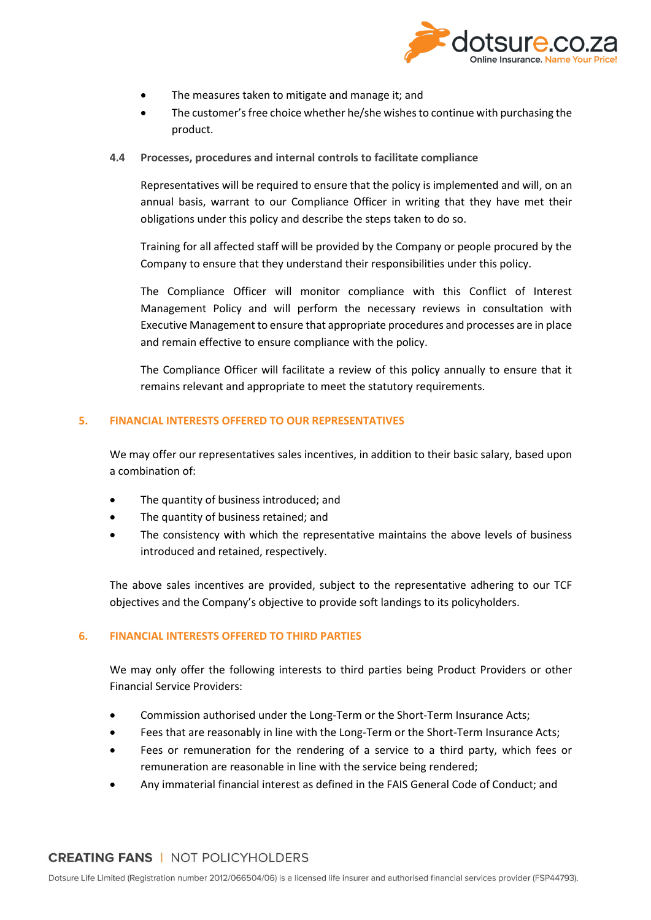- The measures taken to mitigate and manage it; and
- The customer's free choice whether he/she wishes to continue with purchasing the product.

### 4.4 Processes, procedures and internal controls to facilitate compliance

Representatives will be required to ensure that the policy is implemented and will, on an annual basis, warrant to our Compliance Officer in writing that they have met their obligations under this policy and describe the steps taken to do so.

Training for all affected staff will be provided by the Company or people procured by the Company to ensure that they understand their responsibilities under this policy.

The Compliance Officer will monitor compliance with this Conflict of Interest Management Policy and will perform the necessary reviews in consultation with Executive Management to ensure that appropriate procedures and processes are in place and remain effective to ensure compliance with the policy.

The Compliance Officer will facilitate a review of this policy annually to ensure that it remains relevant and appropriate to meet the statutory requirements.

## 5. FINANCIAL INTERESTS OFFERED TO OUR REPRESENTATIVES

We may offer our representatives sales incentives, in addition to their basic salary, based upon a combination of:

- The quantity of business introduced; and
- The quantity of business retained; and
- The consistency with which the representative maintains the above levels of business introduced and retained, respectively.

The above sales incentives are provided, subject to the representative adhering to our TCF objectives and the Company's objective to provide soft landings to its policyholders.

## 6. FINANCIAL INTERESTS OFFERED TO THIRD PARTIES

We may only offer the following interests to third parties being Product Providers or other Financial Service Providers:

- Commission authorised under the Long-Term or the Short-Term Insurance Acts;
- Fees that are reasonably in line with the Long-Term or the Short-Term Insurance Acts;
- Fees or remuneration for the rendering of a service to a third party, which fees or remuneration are reasonable in line with the service being rendered;
- Any immaterial financial interest as defined in the FAIS General Code of Conduct; and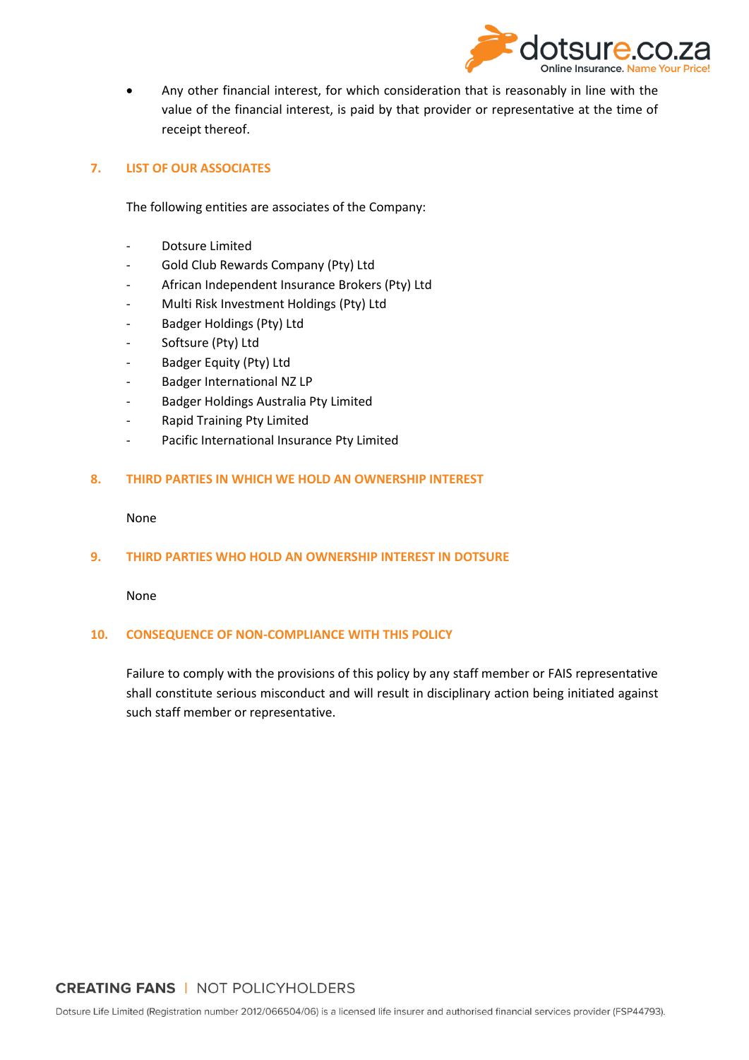- Any other financial interest, for which consideration that is reasonably in line with the value of the financial interest, is paid by that provider or representative at the time of receipt thereof.

## 7. LIST OF OUR ASSOCIATES

The following entities are associates of the Company:

- Dotsure Limited
- Gold Club Rewards Company (Pty) Ltd
- African Independent Insurance Brokers (Pty) Ltd
- Multi Risk Investment Holdings (Pty) Ltd
- Badger Holdings (Pty) Ltd
- Softsure (Pty) Ltd
- Badger Equity (Pty) Ltd
- Badger International NZ LP
- Badger Holdings Australia Pty Limited
- Rapid Training Pty Limited
- Pacific International Insurance Pty Limited

## 8. THIRD PARTIES IN WHICH WE HOLD AN OWNERSHIP INTEREST

None

## 9. THIRD PARTIES WHO HOLD AN OWNERSHIP INTEREST IN DOTSURE

None

## 10. CONSEQUENCE OF NON-COMPLIANCE WITH THIS POLICY

Failure to comply with the provisions of this policy by any staff member or FAIS representative shall constitute serious misconduct and will result in disciplinary action being initiated against such staff member or representative.